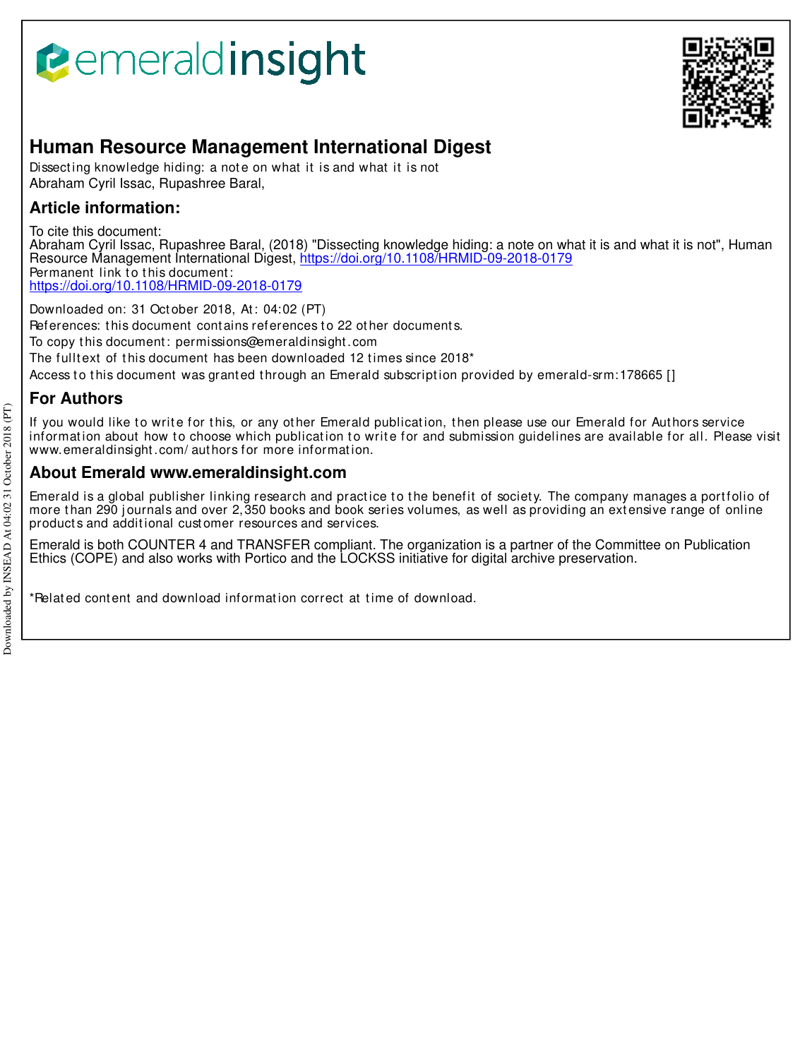# Human Resource Management International Digest

Dissecting knowledge hiding: a note on what it is and what it is not
Abraham Cyril Issac, Rupashree Baral,

## Article information:

To cite this document:
Abraham Cyril Issac, Rupashree Baral, (2018) "Dissecting knowledge hiding: a note on what it is and what it is not", Human Resource Management International Digest, https://doi.org/10.1108/HRMID-09-2018-0179
Permanent link to this document:
https://doi.org/10.1108/HRMID-09-2018-0179

Downloaded on: 31 October 2018, At: 04:02 (PT)
References: this document contains references to 22 other documents.
To copy this document: permissions@emeraldinsight.com
The fulltext of this document has been downloaded 12 times since 2018*
Access to this document was granted through an Emerald subscription provided by emerald-srm:178665 []

## For Authors

If you would like to write for this, or any other Emerald publication, then please use our Emerald for Authors service information about how to choose which publication to write for and submission guidelines are available for all. Please visit www.emeraldinsight.com/authors for more information.

## About Emerald www.emeraldinsight.com

Emerald is a global publisher linking research and practice to the benefit of society. The company manages a portfolio of more than 290 journals and over 2,350 books and book series volumes, as well as providing an extensive range of online products and additional customer resources and services.

Emerald is both COUNTER 4 and TRANSFER compliant. The organization is a partner of the Committee on Publication Ethics (COPE) and also works with Portico and the LOCKSS initiative for digital archive preservation.

*Related content and download information correct at time of download.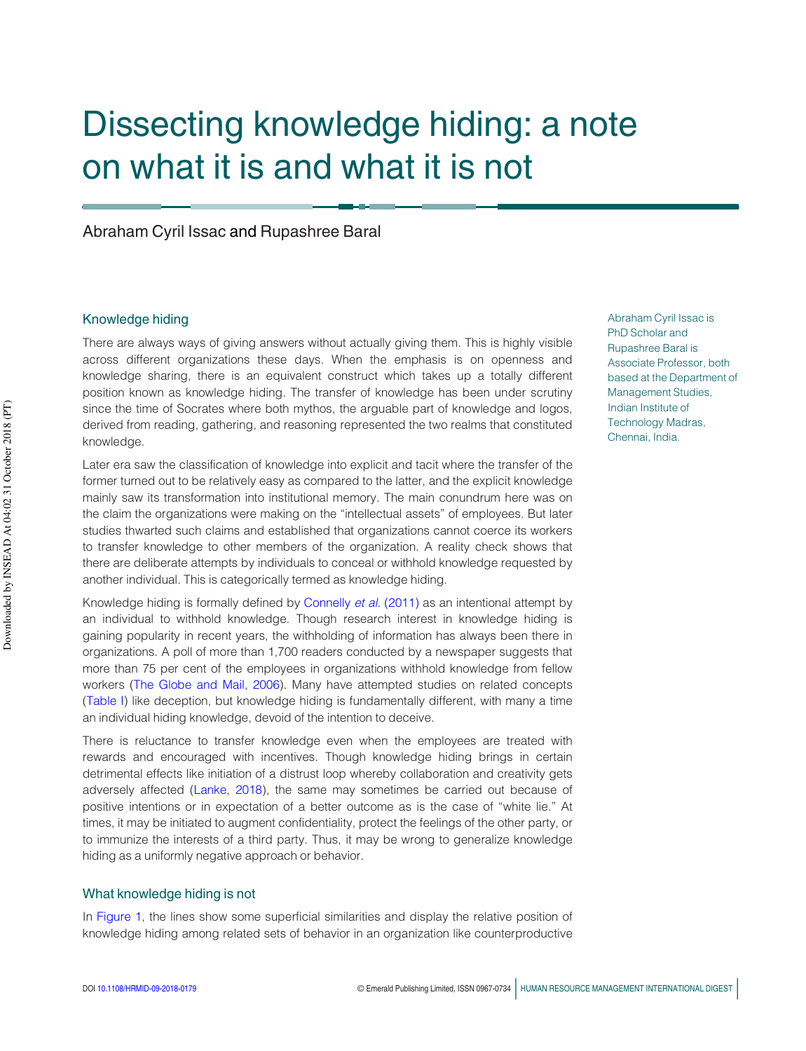# Dissecting knowledge hiding: a note on what it is and what it is not

Abraham Cyril Issac and Rupashree Baral

Abraham Cyril Issac is PhD Scholar and Rupashree Baral is Associate Professor, both based at the Department of Management Studies, Indian Institute of Technology Madras, Chennai, India.

## Knowledge hiding

There are always ways of giving answers without actually giving them. This is highly visible across different organizations these days. When the emphasis is on openness and knowledge sharing, there is an equivalent construct which takes up a totally different position known as knowledge hiding. The transfer of knowledge has been under scrutiny since the time of Socrates where both mythos, the arguable part of knowledge and logos, derived from reading, gathering, and reasoning represented the two realms that constituted knowledge.

Later era saw the classification of knowledge into explicit and tacit where the transfer of the former turned out to be relatively easy as compared to the latter, and the explicit knowledge mainly saw its transformation into institutional memory. The main conundrum here was on the claim the organizations were making on the "intellectual assets" of employees. But later studies thwarted such claims and established that organizations cannot coerce its workers to transfer knowledge to other members of the organization. A reality check shows that there are deliberate attempts by individuals to conceal or withhold knowledge requested by another individual. This is categorically termed as knowledge hiding.

Knowledge hiding is formally defined by Connelly *et al.* (2011) as an intentional attempt by an individual to withhold knowledge. Though research interest in knowledge hiding is gaining popularity in recent years, the withholding of information has always been there in organizations. A poll of more than 1,700 readers conducted by a newspaper suggests that more than 75 per cent of the employees in organizations withhold knowledge from fellow workers (The Globe and Mail, 2006). Many have attempted studies on related concepts (Table I) like deception, but knowledge hiding is fundamentally different, with many a time an individual hiding knowledge, devoid of the intention to deceive.

There is reluctance to transfer knowledge even when the employees are treated with rewards and encouraged with incentives. Though knowledge hiding brings in certain detrimental effects like initiation of a distrust loop whereby collaboration and creativity gets adversely affected (Lanke, 2018), the same may sometimes be carried out because of positive intentions or in expectation of a better outcome as is the case of "white lie." At times, it may be initiated to augment confidentiality, protect the feelings of the other party, or to immunize the interests of a third party. Thus, it may be wrong to generalize knowledge hiding as a uniformly negative approach or behavior.

## What knowledge hiding is not

In Figure 1, the lines show some superficial similarities and display the relative position of knowledge hiding among related sets of behavior in an organization like counterproductive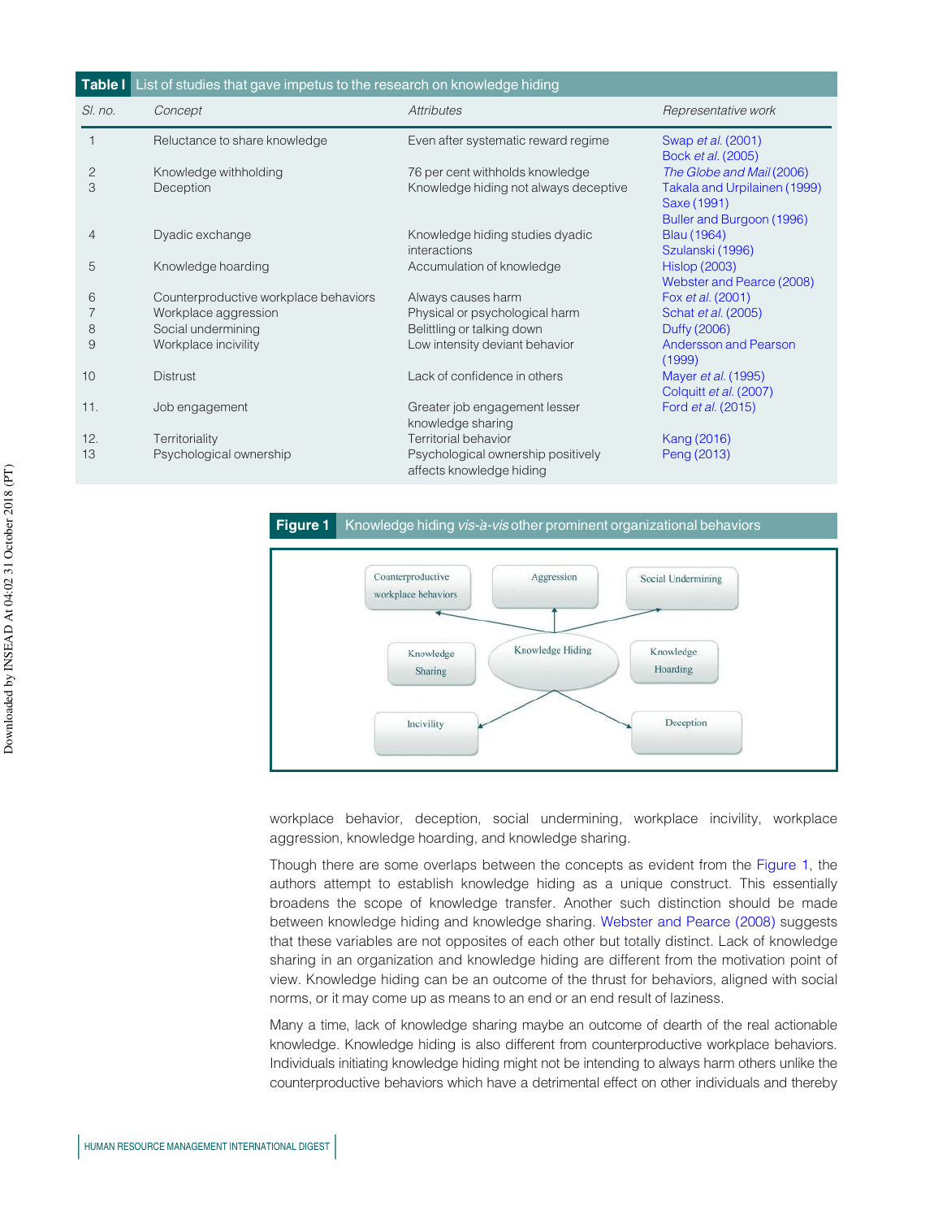**Table I** List of studies that gave impetus to the research on knowledge hiding

| Sl. no. | Concept | Attributes | Representative work |
|---|---|---|---|
| 1 | Reluctance to share knowledge | Even after systematic reward regime | Swap *et al.* (2001) Bock *et al.* (2005) |
| 2 | Knowledge withholding | 76 per cent withholds knowledge | *The Globe and Mail* (2006) |
| 3 | Deception | Knowledge hiding not always deceptive | Takala and Urpilainen (1999) Saxe (1991) Buller and Burgoon (1996) |
| 4 | Dyadic exchange | Knowledge hiding studies dyadic interactions | Blau (1964) Szulanski (1996) |
| 5 | Knowledge hoarding | Accumulation of knowledge | Hislop (2003) Webster and Pearce (2008) |
| 6 | Counterproductive workplace behaviors | Always causes harm | Fox *et al.* (2001) |
| 7 | Workplace aggression | Physical or psychological harm | Schat *et al.* (2005) |
| 8 | Social undermining | Belittling or talking down | Duffy (2006) |
| 9 | Workplace incivility | Low intensity deviant behavior | Andersson and Pearson (1999) |
| 10 | Distrust | Lack of confidence in others | Mayer *et al.* (1995) Colquitt *et al.* (2007) |
| 11. | Job engagement | Greater job engagement lesser knowledge sharing | Ford *et al.* (2015) |
| 12. | Territoriality | Territorial behavior | Kang (2016) |
| 13 | Psychological ownership | Psychological ownership positively affects knowledge hiding | Peng (2013) |

**Figure 1** Knowledge hiding *vis-à-vis* other prominent organizational behaviors

workplace behavior, deception, social undermining, workplace incivility, workplace aggression, knowledge hoarding, and knowledge sharing.

Though there are some overlaps between the concepts as evident from the Figure 1, the authors attempt to establish knowledge hiding as a unique construct. This essentially broadens the scope of knowledge transfer. Another such distinction should be made between knowledge hiding and knowledge sharing. Webster and Pearce (2008) suggests that these variables are not opposites of each other but totally distinct. Lack of knowledge sharing in an organization and knowledge hiding are different from the motivation point of view. Knowledge hiding can be an outcome of the thrust for behaviors, aligned with social norms, or it may come up as means to an end or an end result of laziness.

Many a time, lack of knowledge sharing maybe an outcome of dearth of the real actionable knowledge. Knowledge hiding is also different from counterproductive workplace behaviors. Individuals initiating knowledge hiding might not be intending to always harm others unlike the counterproductive behaviors which have a detrimental effect on other individuals and thereby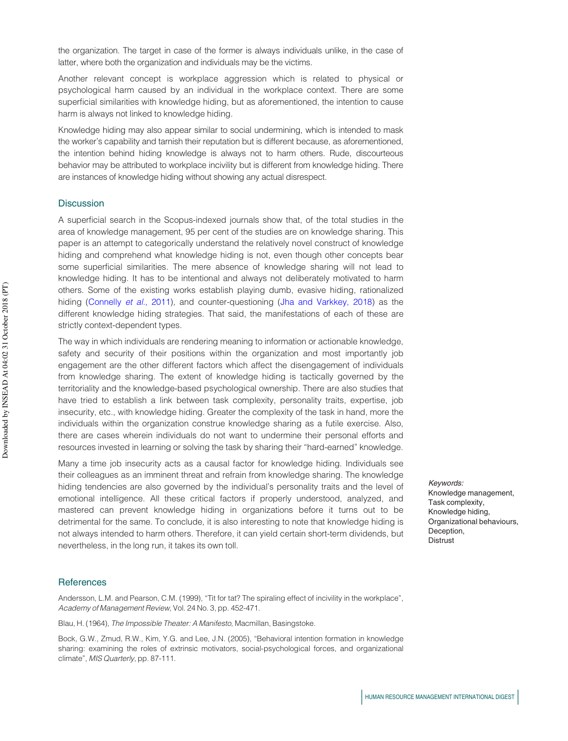the organization. The target in case of the former is always individuals unlike, in the case of latter, where both the organization and individuals may be the victims.

Another relevant concept is workplace aggression which is related to physical or psychological harm caused by an individual in the workplace context. There are some superficial similarities with knowledge hiding, but as aforementioned, the intention to cause harm is always not linked to knowledge hiding.

Knowledge hiding may also appear similar to social undermining, which is intended to mask the worker's capability and tarnish their reputation but is different because, as aforementioned, the intention behind hiding knowledge is always not to harm others. Rude, discourteous behavior may be attributed to workplace incivility but is different from knowledge hiding. There are instances of knowledge hiding without showing any actual disrespect.

## Discussion

A superficial search in the Scopus-indexed journals show that, of the total studies in the area of knowledge management, 95 per cent of the studies are on knowledge sharing. This paper is an attempt to categorically understand the relatively novel construct of knowledge hiding and comprehend what knowledge hiding is not, even though other concepts bear some superficial similarities. The mere absence of knowledge sharing will not lead to knowledge hiding. It has to be intentional and always not deliberately motivated to harm others. Some of the existing works establish playing dumb, evasive hiding, rationalized hiding (Connelly *et al.*, 2011), and counter-questioning (Jha and Varkkey, 2018) as the different knowledge hiding strategies. That said, the manifestations of each of these are strictly context-dependent types.

The way in which individuals are rendering meaning to information or actionable knowledge, safety and security of their positions within the organization and most importantly job engagement are the other different factors which affect the disengagement of individuals from knowledge sharing. The extent of knowledge hiding is tactically governed by the territoriality and the knowledge-based psychological ownership. There are also studies that have tried to establish a link between task complexity, personality traits, expertise, job insecurity, etc., with knowledge hiding. Greater the complexity of the task in hand, more the individuals within the organization construe knowledge sharing as a futile exercise. Also, there are cases wherein individuals do not want to undermine their personal efforts and resources invested in learning or solving the task by sharing their "hard-earned" knowledge.

Many a time job insecurity acts as a causal factor for knowledge hiding. Individuals see their colleagues as an imminent threat and refrain from knowledge sharing. The knowledge hiding tendencies are also governed by the individual's personality traits and the level of emotional intelligence. All these critical factors if properly understood, analyzed, and mastered can prevent knowledge hiding in organizations before it turns out to be detrimental for the same. To conclude, it is also interesting to note that knowledge hiding is not always intended to harm others. Therefore, it can yield certain short-term dividends, but nevertheless, in the long run, it takes its own toll.

*Keywords:*
Knowledge management,
Task complexity,
Knowledge hiding,
Organizational behaviours,
Deception,
Distrust

## References

Andersson, L.M. and Pearson, C.M. (1999), "Tit for tat? The spiraling effect of incivility in the workplace", *Academy of Management Review*, Vol. 24 No. 3, pp. 452-471.

Blau, H. (1964), *The Impossible Theater: A Manifesto*, Macmillan, Basingstoke.

Bock, G.W., Zmud, R.W., Kim, Y.G. and Lee, J.N. (2005), "Behavioral intention formation in knowledge sharing: examining the roles of extrinsic motivators, social-psychological forces, and organizational climate", *MIS Quarterly*, pp. 87-111.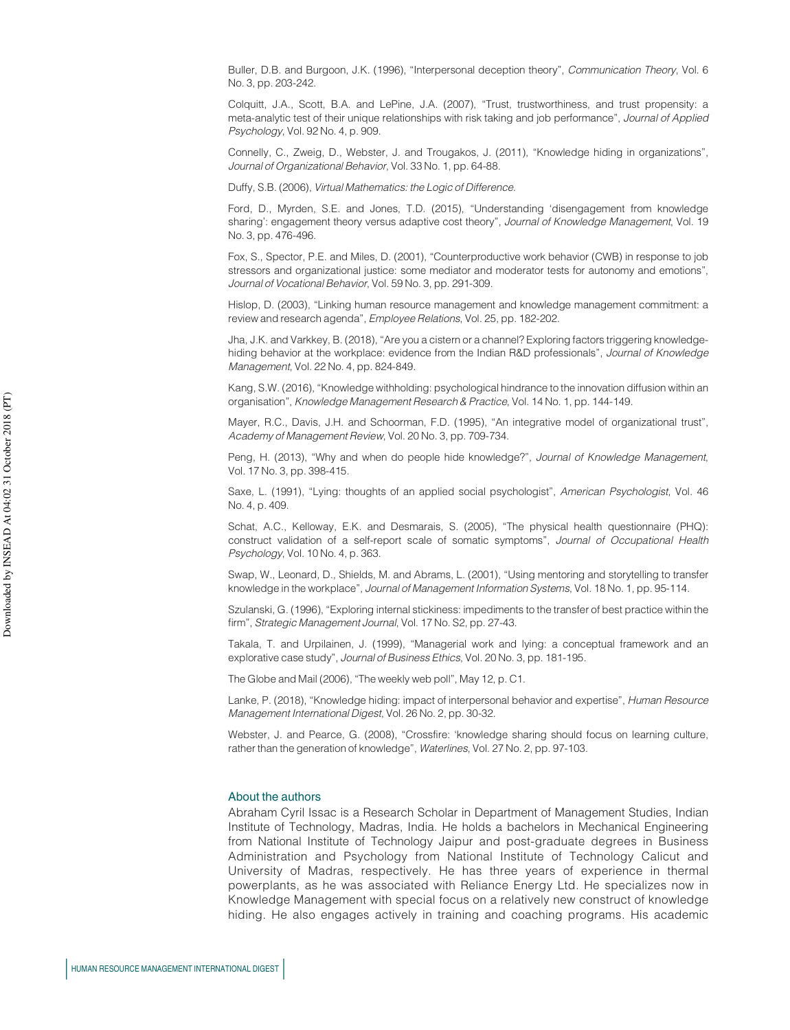Buller, D.B. and Burgoon, J.K. (1996), "Interpersonal deception theory", *Communication Theory*, Vol. 6 No. 3, pp. 203-242.

Colquitt, J.A., Scott, B.A. and LePine, J.A. (2007), "Trust, trustworthiness, and trust propensity: a meta-analytic test of their unique relationships with risk taking and job performance", *Journal of Applied Psychology*, Vol. 92 No. 4, p. 909.

Connelly, C., Zweig, D., Webster, J. and Trougakos, J. (2011), "Knowledge hiding in organizations", *Journal of Organizational Behavior*, Vol. 33 No. 1, pp. 64-88.

Duffy, S.B. (2006), *Virtual Mathematics: the Logic of Difference*.

Ford, D., Myrden, S.E. and Jones, T.D. (2015), "Understanding 'disengagement from knowledge sharing': engagement theory versus adaptive cost theory", *Journal of Knowledge Management*, Vol. 19 No. 3, pp. 476-496.

Fox, S., Spector, P.E. and Miles, D. (2001), "Counterproductive work behavior (CWB) in response to job stressors and organizational justice: some mediator and moderator tests for autonomy and emotions", *Journal of Vocational Behavior*, Vol. 59 No. 3, pp. 291-309.

Hislop, D. (2003), "Linking human resource management and knowledge management commitment: a review and research agenda", *Employee Relations*, Vol. 25, pp. 182-202.

Jha, J.K. and Varkkey, B. (2018), "Are you a cistern or a channel? Exploring factors triggering knowledge-hiding behavior at the workplace: evidence from the Indian R&D professionals", *Journal of Knowledge Management*, Vol. 22 No. 4, pp. 824-849.

Kang, S.W. (2016), "Knowledge withholding: psychological hindrance to the innovation diffusion within an organisation", *Knowledge Management Research & Practice*, Vol. 14 No. 1, pp. 144-149.

Mayer, R.C., Davis, J.H. and Schoorman, F.D. (1995), "An integrative model of organizational trust", *Academy of Management Review*, Vol. 20 No. 3, pp. 709-734.

Peng, H. (2013), "Why and when do people hide knowledge?", *Journal of Knowledge Management*, Vol. 17 No. 3, pp. 398-415.

Saxe, L. (1991), "Lying: thoughts of an applied social psychologist", *American Psychologist*, Vol. 46 No. 4, p. 409.

Schat, A.C., Kelloway, E.K. and Desmarais, S. (2005), "The physical health questionnaire (PHQ): construct validation of a self-report scale of somatic symptoms", *Journal of Occupational Health Psychology*, Vol. 10 No. 4, p. 363.

Swap, W., Leonard, D., Shields, M. and Abrams, L. (2001), "Using mentoring and storytelling to transfer knowledge in the workplace", *Journal of Management Information Systems*, Vol. 18 No. 1, pp. 95-114.

Szulanski, G. (1996), "Exploring internal stickiness: impediments to the transfer of best practice within the firm", *Strategic Management Journal*, Vol. 17 No. S2, pp. 27-43.

Takala, T. and Urpilainen, J. (1999), "Managerial work and lying: a conceptual framework and an explorative case study", *Journal of Business Ethics*, Vol. 20 No. 3, pp. 181-195.

The Globe and Mail (2006), "The weekly web poll", May 12, p. C1.

Lanke, P. (2018), "Knowledge hiding: impact of interpersonal behavior and expertise", *Human Resource Management International Digest*, Vol. 26 No. 2, pp. 30-32.

Webster, J. and Pearce, G. (2008), "Crossfire: 'knowledge sharing should focus on learning culture, rather than the generation of knowledge", *Waterlines*, Vol. 27 No. 2, pp. 97-103.

## About the authors

Abraham Cyril Issac is a Research Scholar in Department of Management Studies, Indian Institute of Technology, Madras, India. He holds a bachelors in Mechanical Engineering from National Institute of Technology Jaipur and post-graduate degrees in Business Administration and Psychology from National Institute of Technology Calicut and University of Madras, respectively. He has three years of experience in thermal powerplants, as he was associated with Reliance Energy Ltd. He specializes now in Knowledge Management with special focus on a relatively new construct of knowledge hiding. He also engages actively in training and coaching programs. His academic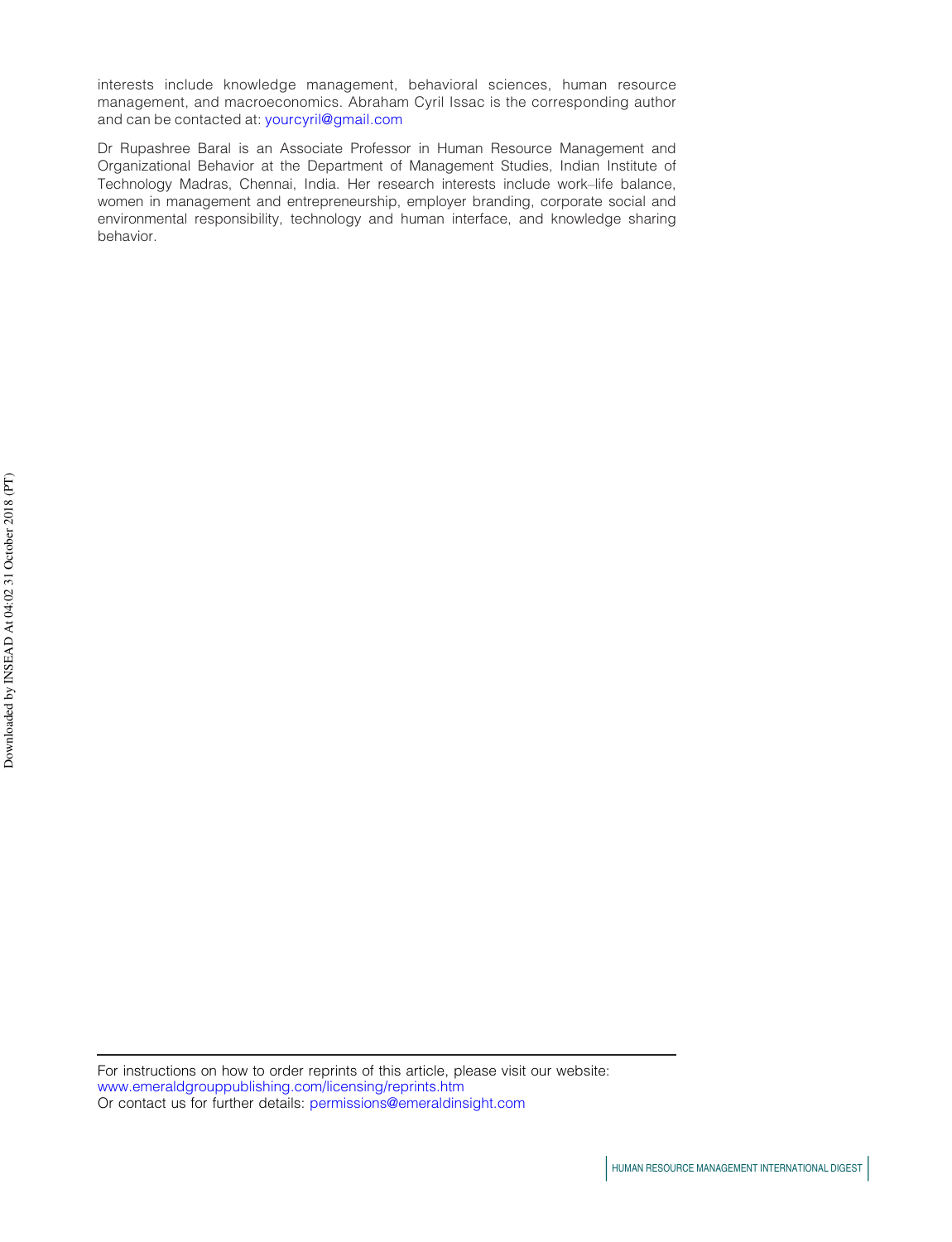interests include knowledge management, behavioral sciences, human resource management, and macroeconomics. Abraham Cyril Issac is the corresponding author and can be contacted at: yourcyril@gmail.com

Dr Rupashree Baral is an Associate Professor in Human Resource Management and Organizational Behavior at the Department of Management Studies, Indian Institute of Technology Madras, Chennai, India. Her research interests include work–life balance, women in management and entrepreneurship, employer branding, corporate social and environmental responsibility, technology and human interface, and knowledge sharing behavior.

For instructions on how to order reprints of this article, please visit our website:
www.emeraldgrouppublishing.com/licensing/reprints.htm
Or contact us for further details: permissions@emeraldinsight.com